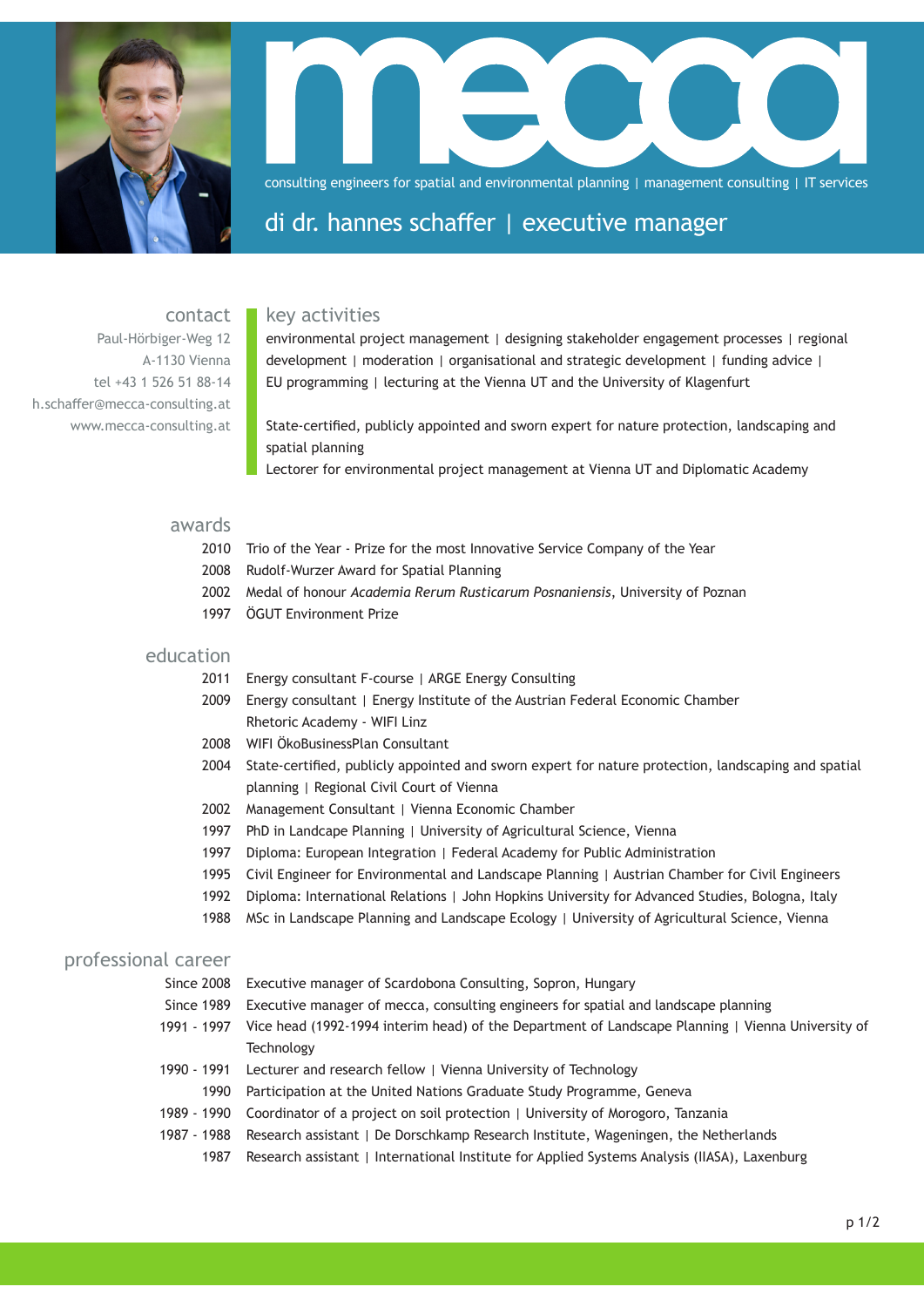# mecca

consulting engineers for spatial and environmental planning | management consulting | IT services

## di dr. hannes schaffer | executive manager

### contact

Paul-Hörbiger-Weg 12
A-1130 Vienna
tel +43 1 526 51 88-14
h.schaffer@mecca-consulting.at
www.mecca-consulting.at

### key activities

environmental project management | designing stakeholder engagement processes | regional development | moderation | organisational and strategic development | funding advice | EU programming | lecturing at the Vienna UT and the University of Klagenfurt

State-certified, publicly appointed and sworn expert for nature protection, landscaping and spatial planning
Lectorer for environmental project management at Vienna UT and Diplomatic Academy

### awards

| | |
|---|---|
| 2010 | Trio of the Year - Prize for the most Innovative Service Company of the Year |
| 2008 | Rudolf-Wurzer Award for Spatial Planning |
| 2002 | Medal of honour *Academia Rerum Rusticarum Posnaniensis*, University of Poznan |
| 1997 | ÖGUT Environment Prize |

### education

| | |
|---|---|
| 2011 | Energy consultant F-course \| ARGE Energy Consulting |
| 2009 | Energy consultant \| Energy Institute of the Austrian Federal Economic Chamber |
| | Rhetoric Academy - WIFI Linz |
| 2008 | WIFI ÖkoBusinessPlan Consultant |
| 2004 | State-certified, publicly appointed and sworn expert for nature protection, landscaping and spatial planning \| Regional Civil Court of Vienna |
| 2002 | Management Consultant \| Vienna Economic Chamber |
| 1997 | PhD in Landcape Planning \| University of Agricultural Science, Vienna |
| 1997 | Diploma: European Integration \| Federal Academy for Public Administration |
| 1995 | Civil Engineer for Environmental and Landscape Planning \| Austrian Chamber for Civil Engineers |
| 1992 | Diploma: International Relations \| John Hopkins University for Advanced Studies, Bologna, Italy |
| 1988 | MSc in Landscape Planning and Landscape Ecology \| University of Agricultural Science, Vienna |

### professional career

| | |
|---|---|
| Since 2008 | Executive manager of Scardobona Consulting, Sopron, Hungary |
| Since 1989 | Executive manager of mecca, consulting engineers for spatial and landscape planning |
| 1991 - 1997 | Vice head (1992-1994 interim head) of the Department of Landscape Planning \| Vienna University of Technology |
| 1990 - 1991 | Lecturer and research fellow \| Vienna University of Technology |
| 1990 | Participation at the United Nations Graduate Study Programme, Geneva |
| 1989 - 1990 | Coordinator of a project on soil protection \| University of Morogoro, Tanzania |
| 1987 - 1988 | Research assistant \| De Dorschkamp Research Institute, Wageningen, the Netherlands |
| 1987 | Research assistant \| International Institute for Applied Systems Analysis (IIASA), Laxenburg |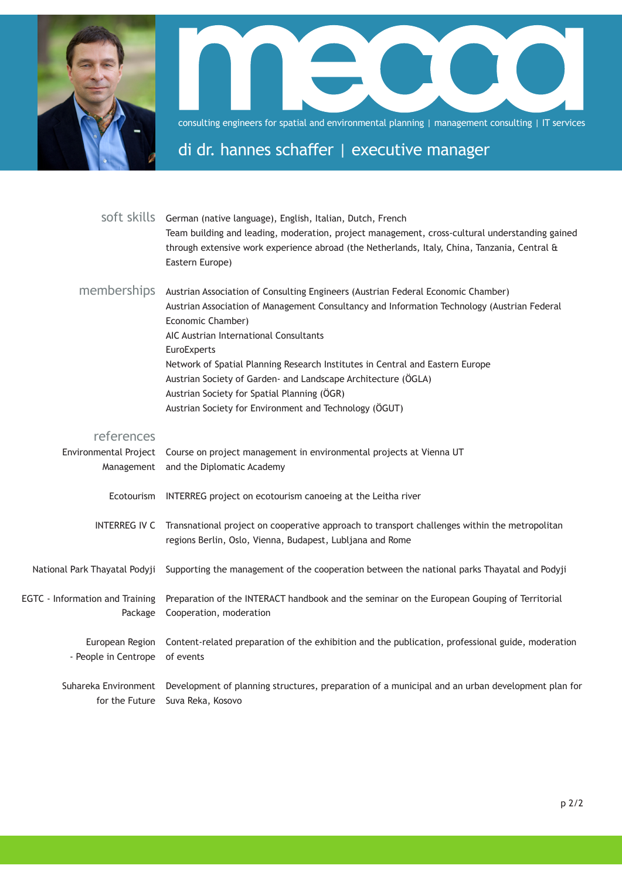mecca

consulting engineers for spatial and environmental planning | management consulting | IT services

## di dr. hannes schaffer | executive manager

### soft skills

German (native language), English, Italian, Dutch, French

Team building and leading, moderation, project management, cross-cultural understanding gained through extensive work experience abroad (the Netherlands, Italy, China, Tanzania, Central & Eastern Europe)

### memberships

Austrian Association of Consulting Engineers (Austrian Federal Economic Chamber)
Austrian Association of Management Consultancy and Information Technology (Austrian Federal Economic Chamber)
AIC Austrian International Consultants
EuroExperts
Network of Spatial Planning Research Institutes in Central and Eastern Europe
Austrian Society of Garden- and Landscape Architecture (ÖGLA)
Austrian Society for Spatial Planning (ÖGR)
Austrian Society for Environment and Technology (ÖGUT)

### references

| | |
|---|---|
| Environmental Project Management | Course on project management in environmental projects at Vienna UT and the Diplomatic Academy |
| Ecotourism | INTERREG project on ecotourism canoeing at the Leitha river |
| INTERREG IV C | Transnational project on cooperative approach to transport challenges within the metropolitan regions Berlin, Oslo, Vienna, Budapest, Lubljana and Rome |
| National Park Thayatal Podyji | Supporting the management of the cooperation between the national parks Thayatal and Podyji |
| EGTC - Information and Training Package | Preparation of the INTERACT handbook and the seminar on the European Gouping of Territorial Cooperation, moderation |
| European Region - People in Centrope | Content-related preparation of the exhibition and the publication, professional guide, moderation of events |
| Suhareka Environment for the Future | Development of planning structures, preparation of a municipal and an urban development plan for Suva Reka, Kosovo |